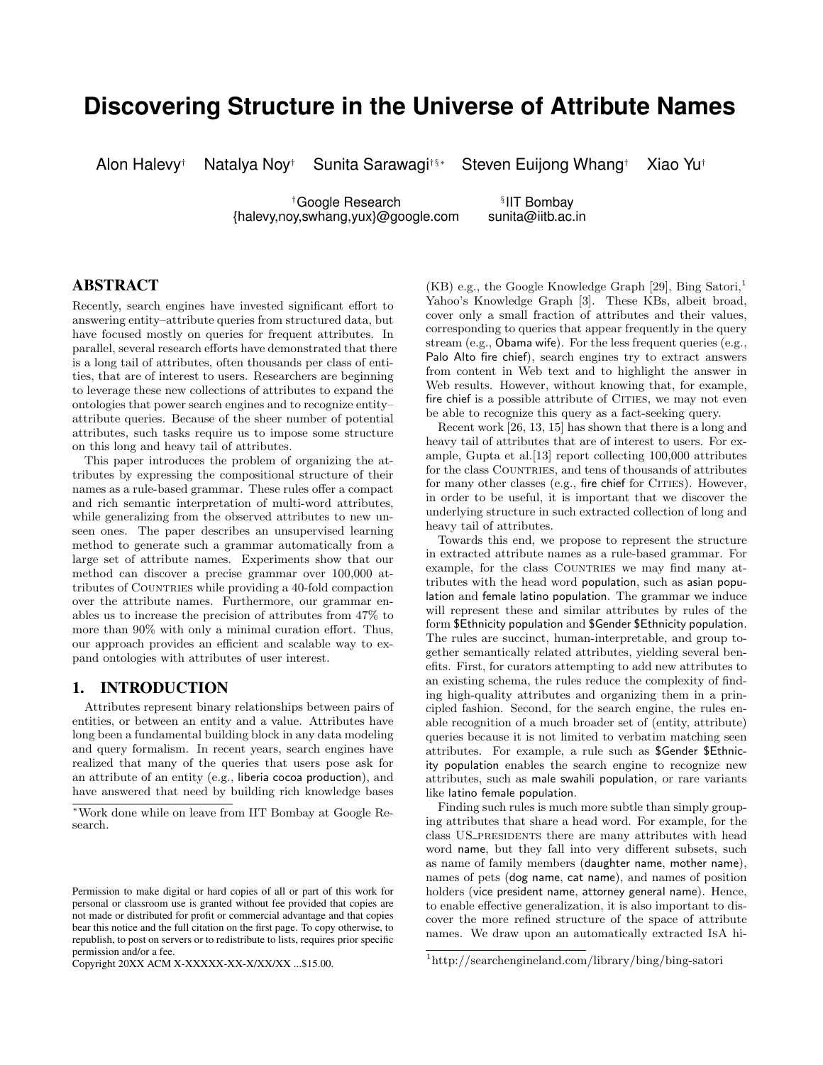// Discovering Structure in the Universe of Attribute Names

Alon Halevy[†] Natalya Noy[†] Sunita Sarawagi[†§*] Steven Euijong Whang[†] Xiao Yu[†]

[†]Google Research
{halevy,noy,swhang,yux}@google.com

[§]IIT Bombay
sunita@iitb.ac.in

## ABSTRACT

Recently, search engines have invested significant effort to answering entity–attribute queries from structured data, but have focused mostly on queries for frequent attributes. In parallel, several research efforts have demonstrated that there is a long tail of attributes, often thousands per class of entities, that are of interest to users. Researchers are beginning to leverage these new collections of attributes to expand the ontologies that power search engines and to recognize entity–attribute queries. Because of the sheer number of potential attributes, such tasks require us to impose some structure on this long and heavy tail of attributes.

This paper introduces the problem of organizing the attributes by expressing the compositional structure of their names as a rule-based grammar. These rules offer a compact and rich semantic interpretation of multi-word attributes, while generalizing from the observed attributes to new unseen ones. The paper describes an unsupervised learning method to generate such a grammar automatically from a large set of attribute names. Experiments show that our method can discover a precise grammar over 100,000 attributes of COUNTRIES while providing a 40-fold compaction over the attribute names. Furthermore, our grammar enables us to increase the precision of attributes from 47% to more than 90% with only a minimal curation effort. Thus, our approach provides an efficient and scalable way to expand ontologies with attributes of user interest.

## 1. INTRODUCTION

Attributes represent binary relationships between pairs of entities, or between an entity and a value. Attributes have long been a fundamental building block in any data modeling and query formalism. In recent years, search engines have realized that many of the queries that users pose ask for an attribute of an entity (e.g., liberia cocoa production), and have answered that need by building rich knowledge bases (KB) e.g., the Google Knowledge Graph [29], Bing Satori,[1] Yahoo's Knowledge Graph [3]. These KBs, albeit broad, cover only a small fraction of attributes and their values, corresponding to queries that appear frequently in the query stream (e.g., Obama wife). For the less frequent queries (e.g., Palo Alto fire chief), search engines try to extract answers from content in Web text and to highlight the answer in Web results. However, without knowing that, for example, fire chief is a possible attribute of CITIES, we may not even be able to recognize this query as a fact-seeking query.

Recent work [26, 13, 15] has shown that there is a long and heavy tail of attributes that are of interest to users. For example, Gupta et al.[13] report collecting 100,000 attributes for the class COUNTRIES, and tens of thousands of attributes for many other classes (e.g., fire chief for CITIES). However, in order to be useful, it is important that we discover the underlying structure in such extracted collection of long and heavy tail of attributes.

Towards this end, we propose to represent the structure in extracted attribute names as a rule-based grammar. For example, for the class COUNTRIES we may find many attributes with the head word population, such as asian population and female latino population. The grammar we induce will represent these and similar attributes by rules of the form $Ethnicity population and $Gender $Ethnicity population. The rules are succinct, human-interpretable, and group together semantically related attributes, yielding several benefits. First, for curators attempting to add new attributes to an existing schema, the rules reduce the complexity of finding high-quality attributes and organizing them in a principled fashion. Second, for the search engine, the rules enable recognition of a much broader set of (entity, attribute) queries because it is not limited to verbatim matching seen attributes. For example, a rule such as $Gender $Ethnicity population enables the search engine to recognize new attributes, such as male swahili population, or rare variants like latino female population.

Finding such rules is much more subtle than simply grouping attributes that share a head word. For example, for the class US_PRESIDENTS there are many attributes with head word name, but they fall into very different subsets, such as name of family members (daughter name, mother name), names of pets (dog name, cat name), and names of position holders (vice president name, attorney general name). Hence, to enable effective generalization, it is also important to discover the more refined structure of the space of attribute names. We draw upon an automatically extracted ISA hi-

*Work done while on leave from IIT Bombay at Google Research.

Permission to make digital or hard copies of all or part of this work for personal or classroom use is granted without fee provided that copies are not made or distributed for profit or commercial advantage and that copies bear this notice and the full citation on the first page. To copy otherwise, to republish, to post on servers or to redistribute to lists, requires prior specific permission and/or a fee.
Copyright 20XX ACM X-XXXXX-XX-X/XX/XX ...$15.00.

[1]http://searchengineland.com/library/bing/bing-satori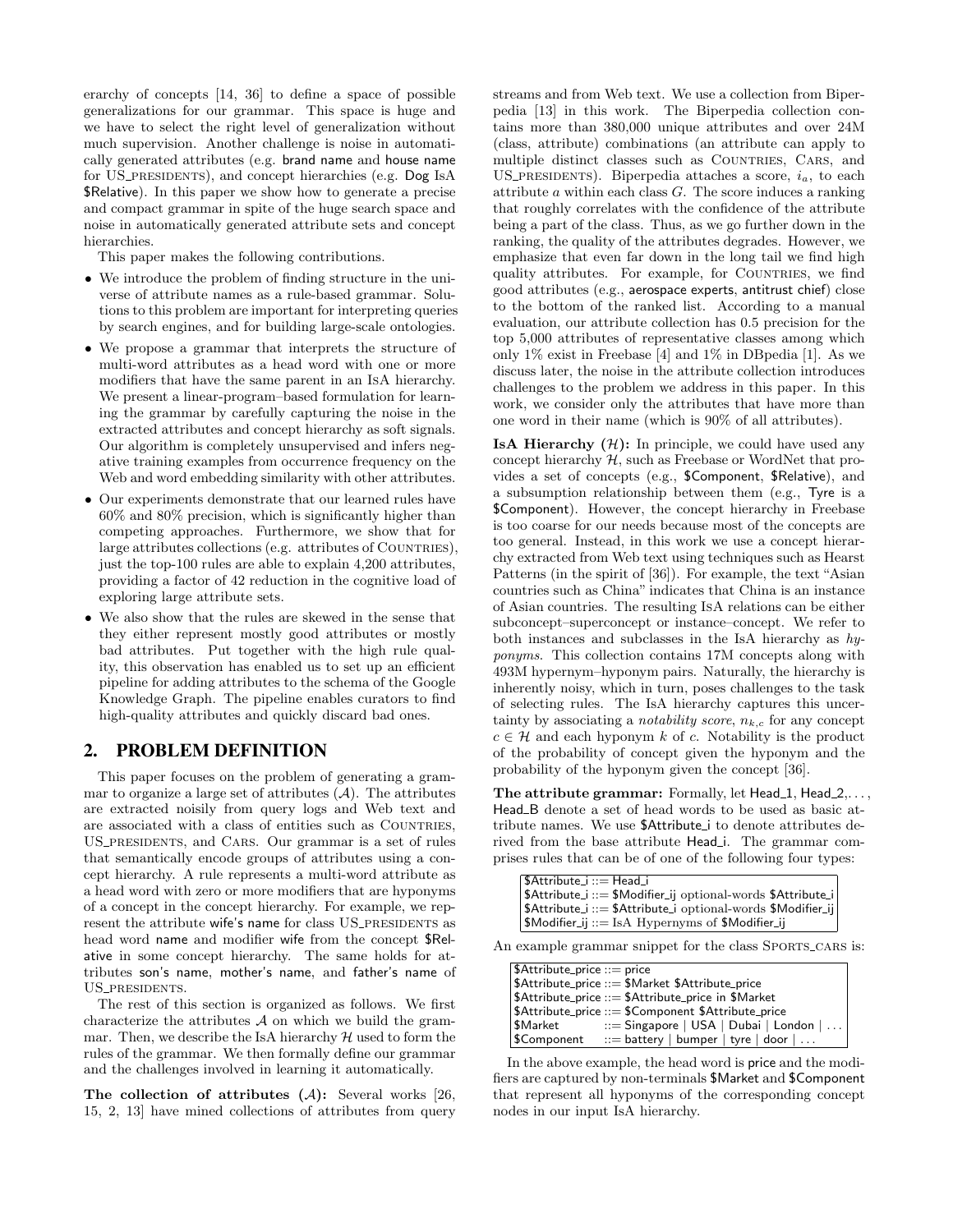erarchy of concepts [14, 36] to define a space of possible generalizations for our grammar. This space is huge and we have to select the right level of generalization without much supervision. Another challenge is noise in automatically generated attributes (e.g. brand name and house name for US_PRESIDENTS), and concept hierarchies (e.g. Dog IsA $Relative). In this paper we show how to generate a precise and compact grammar in spite of the huge search space and noise in automatically generated attribute sets and concept hierarchies.

This paper makes the following contributions.

- We introduce the problem of finding structure in the universe of attribute names as a rule-based grammar. Solutions to this problem are important for interpreting queries by search engines, and for building large-scale ontologies.
- We propose a grammar that interprets the structure of multi-word attributes as a head word with one or more modifiers that have the same parent in an IsA hierarchy. We present a linear-program–based formulation for learning the grammar by carefully capturing the noise in the extracted attributes and concept hierarchy as soft signals. Our algorithm is completely unsupervised and infers negative training examples from occurrence frequency on the Web and word embedding similarity with other attributes.
- Our experiments demonstrate that our learned rules have 60% and 80% precision, which is significantly higher than competing approaches. Furthermore, we show that for large attributes collections (e.g. attributes of COUNTRIES), just the top-100 rules are able to explain 4,200 attributes, providing a factor of 42 reduction in the cognitive load of exploring large attribute sets.
- We also show that the rules are skewed in the sense that they either represent mostly good attributes or mostly bad attributes. Put together with the high rule quality, this observation has enabled us to set up an efficient pipeline for adding attributes to the schema of the Google Knowledge Graph. The pipeline enables curators to find high-quality attributes and quickly discard bad ones.

## 2. PROBLEM DEFINITION

This paper focuses on the problem of generating a grammar to organize a large set of attributes ($\mathcal{A}$). The attributes are extracted noisily from query logs and Web text and are associated with a class of entities such as COUNTRIES, US_PRESIDENTS, and CARS. Our grammar is a set of rules that semantically encode groups of attributes using a concept hierarchy. A rule represents a multi-word attribute as a head word with zero or more modifiers that are hyponyms of a concept in the concept hierarchy. For example, we represent the attribute wife's name for class US_PRESIDENTS as head word name and modifier wife from the concept $Relative in some concept hierarchy. The same holds for attributes son's name, mother's name, and father's name of US_PRESIDENTS.

The rest of this section is organized as follows. We first characterize the attributes $\mathcal{A}$ on which we build the grammar. Then, we describe the IsA hierarchy $\mathcal{H}$ used to form the rules of the grammar. We then formally define our grammar and the challenges involved in learning it automatically.

**The collection of attributes ($\mathcal{A}$):** Several works [26, 15, 2, 13] have mined collections of attributes from query streams and from Web text. We use a collection from Biperpedia [13] in this work. The Biperpedia collection contains more than 380,000 unique attributes and over 24M (class, attribute) combinations (an attribute can apply to multiple distinct classes such as COUNTRIES, CARS, and US_PRESIDENTS). Biperpedia attaches a score, $i_a$, to each attribute $a$ within each class $G$. The score induces a ranking that roughly correlates with the confidence of the attribute being a part of the class. Thus, as we go further down in the ranking, the quality of the attributes degrades. However, we emphasize that even far down in the long tail we find high quality attributes. For example, for COUNTRIES, we find good attributes (e.g., aerospace experts, antitrust chief) close to the bottom of the ranked list. According to a manual evaluation, our attribute collection has 0.5 precision for the top 5,000 attributes of representative classes among which only 1% exist in Freebase [4] and 1% in DBpedia [1]. As we discuss later, the noise in the attribute collection introduces challenges to the problem we address in this paper. In this work, we consider only the attributes that have more than one word in their name (which is 90% of all attributes).

**IsA Hierarchy ($\mathcal{H}$):** In principle, we could have used any concept hierarchy $\mathcal{H}$, such as Freebase or WordNet that provides a set of concepts (e.g., $Component, $Relative), and a subsumption relationship between them (e.g., Tyre is a $Component). However, the concept hierarchy in Freebase is too coarse for our needs because most of the concepts are too general. Instead, in this work we use a concept hierarchy extracted from Web text using techniques such as Hearst Patterns (in the spirit of [36]). For example, the text "Asian countries such as China" indicates that China is an instance of Asian countries. The resulting IsA relations can be either subconcept–superconcept or instance–concept. We refer to both instances and subclasses in the IsA hierarchy as *hyponyms*. This collection contains 17M concepts along with 493M hypernym–hyponym pairs. Naturally, the hierarchy is inherently noisy, which in turn, poses challenges to the task of selecting rules. The IsA hierarchy captures this uncertainty by associating a *notability score*, $n_{k,c}$ for any concept $c \in \mathcal{H}$ and each hyponym $k$ of $c$. Notability is the product of the probability of concept given the hyponym and the probability of the hyponym given the concept [36].

**The attribute grammar:** Formally, let Head_1, Head_2, ..., Head_B denote a set of head words to be used as basic attribute names. We use $Attribute_i to denote attributes derived from the base attribute Head_i. The grammar comprises rules that can be of one of the following four types:

```
$Attribute_i ::= Head_i
$Attribute_i ::= $Modifier_ij optional-words $Attribute_i
$Attribute_i ::= $Attribute_i optional-words $Modifier_ij
$Modifier_ij ::= IsA Hypernyms of $Modifier_ij
```

An example grammar snippet for the class SPORTS_CARS is:

```
$Attribute_price ::= price
$Attribute_price ::= $Market $Attribute_price
$Attribute_price ::= $Attribute_price in $Market
$Attribute_price ::= $Component $Attribute_price
$Market          ::= Singapore | USA | Dubai | London | ...
$Component       ::= battery | bumper | tyre | door | ...
```

In the above example, the head word is price and the modifiers are captured by non-terminals $Market and $Component that represent all hyponyms of the corresponding concept nodes in our input IsA hierarchy.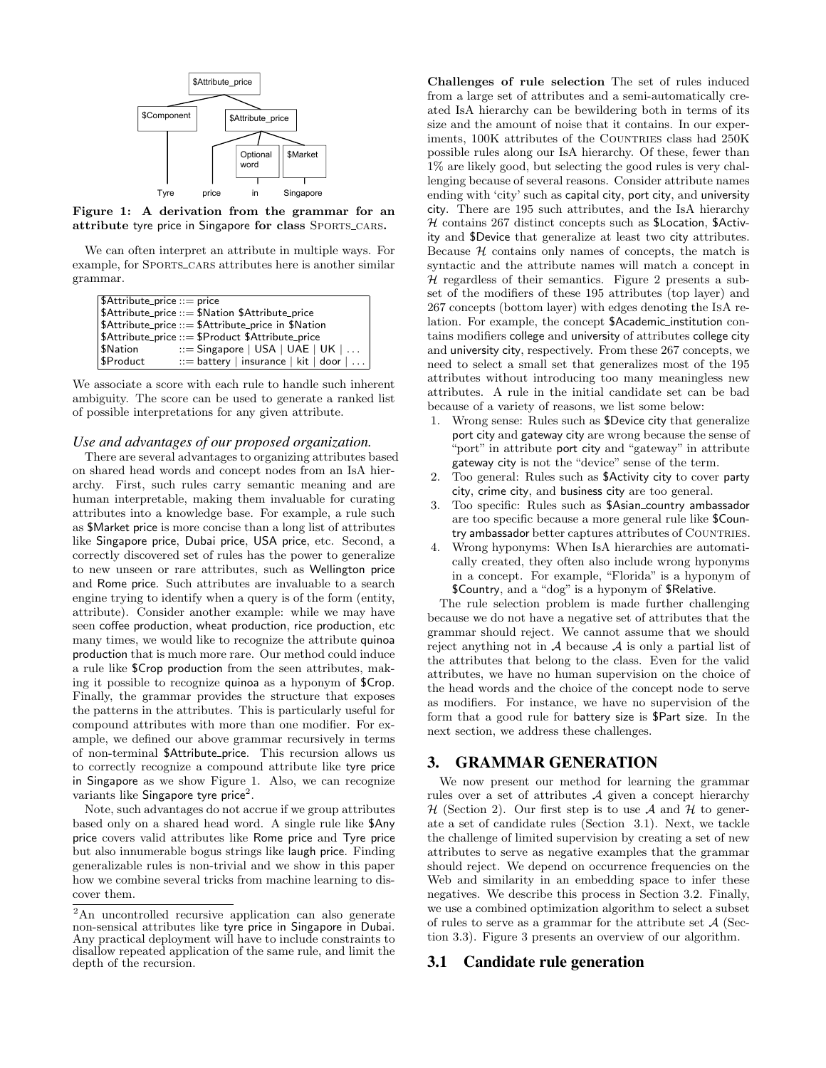Figure 1: A derivation from the grammar for an attribute tyre price in Singapore for class SPORTS_CARS.

We can often interpret an attribute in multiple ways. For example, for SPORTS_CARS attributes here is another similar grammar.

| | |
|---|---|
| $Attribute_price ::= price | |
| $Attribute_price ::= $Nation $Attribute_price | |
| $Attribute_price ::= $Attribute_price in $Nation | |
| $Attribute_price ::= $Product $Attribute_price | |
| $Nation | ::= Singapore \| USA \| UAE \| UK \| ... |
| $Product | ::= battery \| insurance \| kit \| door \| ... |

We associate a score with each rule to handle such inherent ambiguity. The score can be used to generate a ranked list of possible interpretations for any given attribute.

### *Use and advantages of our proposed organization.*

There are several advantages to organizing attributes based on shared head words and concept nodes from an IsA hierarchy. First, such rules carry semantic meaning and are human interpretable, making them invaluable for curating attributes into a knowledge base. For example, a rule such as $Market price is more concise than a long list of attributes like Singapore price, Dubai price, USA price, etc. Second, a correctly discovered set of rules has the power to generalize to new unseen or rare attributes, such as Wellington price and Rome price. Such attributes are invaluable to a search engine trying to identify when a query is of the form (entity, attribute). Consider another example: while we may have seen coffee production, wheat production, rice production, etc many times, we would like to recognize the attribute quinoa production that is much more rare. Our method could induce a rule like $Crop production from the seen attributes, making it possible to recognize quinoa as a hyponym of $Crop. Finally, the grammar provides the structure that exposes the patterns in the attributes. This is particularly useful for compound attributes with more than one modifier. For example, we defined our above grammar recursively in terms of non-terminal $Attribute_price. This recursion allows us to correctly recognize a compound attribute like tyre price in Singapore as we show Figure 1. Also, we can recognize variants like Singapore tyre price[2].

Note, such advantages do not accrue if we group attributes based only on a shared head word. A single rule like $Any price covers valid attributes like Rome price and Tyre price but also innumerable bogus strings like laugh price. Finding generalizable rules is non-trivial and we show in this paper how we combine several tricks from machine learning to discover them.

[2]An uncontrolled recursive application can also generate non-sensical attributes like tyre price in Singapore in Dubai. Any practical deployment will have to include constraints to disallow repeated application of the same rule, and limit the depth of the recursion.

**Challenges of rule selection** The set of rules induced from a large set of attributes and a semi-automatically created IsA hierarchy can be bewildering both in terms of its size and the amount of noise that it contains. In our experiments, 100K attributes of the COUNTRIES class had 250K possible rules along our IsA hierarchy. Of these, fewer than 1% are likely good, but selecting the good rules is very challenging because of several reasons. Consider attribute names ending with 'city' such as capital city, port city, and university city. There are 195 such attributes, and the IsA hierarchy $\mathcal{H}$ contains 267 distinct concepts such as $Location, $Activity and $Device that generalize at least two city attributes. Because $\mathcal{H}$ contains only names of concepts, the match is syntactic and the attribute names will match a concept in $\mathcal{H}$ regardless of their semantics. Figure 2 presents a subset of the modifiers of these 195 attributes (top layer) and 267 concepts (bottom layer) with edges denoting the IsA relation. For example, the concept $Academic_institution contains modifiers college and university of attributes college city and university city, respectively. From these 267 concepts, we need to select a small set that generalizes most of the 195 attributes without introducing too many meaningless new attributes. A rule in the initial candidate set can be bad because of a variety of reasons, we list some below:

1. Wrong sense: Rules such as $Device city that generalize port city and gateway city are wrong because the sense of "port" in attribute port city and "gateway" in attribute gateway city is not the "device" sense of the term.
2. Too general: Rules such as $Activity city to cover party city, crime city, and business city are too general.
3. Too specific: Rules such as $Asian_country ambassador are too specific because a more general rule like $Country ambassador better captures attributes of COUNTRIES.
4. Wrong hyponyms: When IsA hierarchies are automatically created, they often also include wrong hyponyms in a concept. For example, "Florida" is a hyponym of $Country, and a "dog" is a hyponym of $Relative.

The rule selection problem is made further challenging because we do not have a negative set of attributes that the grammar should reject. We cannot assume that we should reject anything not in $\mathcal{A}$ because $\mathcal{A}$ is only a partial list of the attributes that belong to the class. Even for the valid attributes, we have no human supervision on the choice of the head words and the choice of the concept node to serve as modifiers. For instance, we have no supervision of the form that a good rule for battery size is $Part size. In the next section, we address these challenges.

## 3. GRAMMAR GENERATION

We now present our method for learning the grammar rules over a set of attributes $\mathcal{A}$ given a concept hierarchy $\mathcal{H}$ (Section 2). Our first step is to use $\mathcal{A}$ and $\mathcal{H}$ to generate a set of candidate rules (Section 3.1). Next, we tackle the challenge of limited supervision by creating a set of new attributes to serve as negative examples that the grammar should reject. We depend on occurrence frequencies on the Web and similarity in an embedding space to infer these negatives. We describe this process in Section 3.2. Finally, we use a combined optimization algorithm to select a subset of rules to serve as a grammar for the attribute set $\mathcal{A}$ (Section 3.3). Figure 3 presents an overview of our algorithm.

### 3.1 Candidate rule generation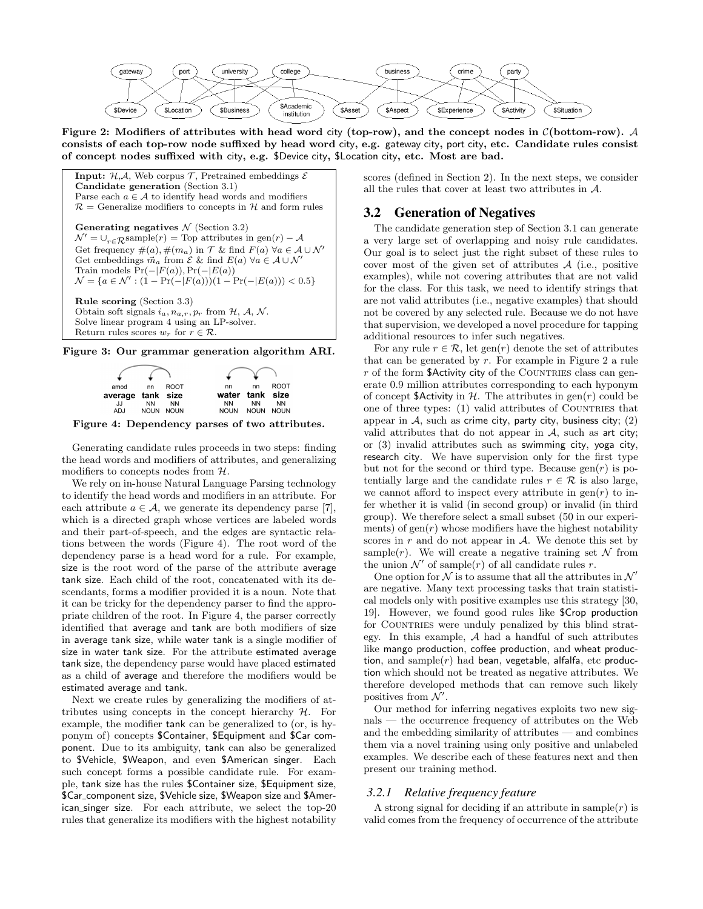Figure 2: Modifiers of attributes with head word city (top-row), and the concept nodes in $\mathcal{C}$(bottom-row). $\mathcal{A}$ consists of each top-row node suffixed by head word city, e.g. gateway city, port city, etc. Candidate rules consist of concept nodes suffixed with city, e.g. $Device city, $Location city, etc. Most are bad.

**Input:** $\mathcal{H}$,$\mathcal{A}$, Web corpus $\mathcal{T}$, Pretrained embeddings $\mathcal{E}$
**Candidate generation** (Section 3.1)
Parse each $a \in \mathcal{A}$ to identify head words and modifiers
$\mathcal{R}$ = Generalize modifiers to concepts in $\mathcal{H}$ and form rules

**Generating negatives** $\mathcal{N}$ (Section 3.2)
$\mathcal{N}' = \cup_{r \in \mathcal{R}} \text{sample}(r)$ = Top attributes in $\text{gen}(r) - \mathcal{A}$
Get frequency $\#(a), \#(m_a)$ in $\mathcal{T}$ & find $F(a)$ $\forall a \in \mathcal{A} \cup \mathcal{N}'$
Get embeddings $\vec{m}_a$ from $\mathcal{E}$ & find $E(a)$ $\forall a \in \mathcal{A} \cup \mathcal{N}'$
Train models $\Pr(-|F(a)), \Pr(-|E(a))$
$\mathcal{N} = \{a \in \mathcal{N}' : (1 - \Pr(-|F(a)))(1 - \Pr(-|E(a))) < 0.5\}$

**Rule scoring** (Section 3.3)
Obtain soft signals $i_a, n_{a,r}, p_r$ from $\mathcal{H}$, $\mathcal{A}$, $\mathcal{N}$.
Solve linear program 4 using an LP-solver.
Return rules scores $w_r$ for $r \in \mathcal{R}$.

Figure 3: Our grammar generation algorithm ARI.

Figure 4: Dependency parses of two attributes.

Generating candidate rules proceeds in two steps: finding the head words and modifiers of attributes, and generalizing modifiers to concepts nodes from $\mathcal{H}$.

We rely on in-house Natural Language Parsing technology to identify the head words and modifiers in an attribute. For each attribute $a \in \mathcal{A}$, we generate its dependency parse [7], which is a directed graph whose vertices are labeled words and their part-of-speech, and the edges are syntactic relations between the words (Figure 4). The root word of the dependency parse is a head word for a rule. For example, size is the root word of the parse of the attribute average tank size. Each child of the root, concatenated with its descendants, forms a modifier provided it is a noun. Note that it can be tricky for the dependency parser to find the appropriate children of the root. In Figure 4, the parser correctly identified that average and tank are both modifiers of size in average tank size, while water tank is a single modifier of size in water tank size. For the attribute estimated average tank size, the dependency parse would have placed estimated as a child of average and therefore the modifiers would be estimated average and tank.

Next we create rules by generalizing the modifiers of attributes using concepts in the concept hierarchy $\mathcal{H}$. For example, the modifier tank can be generalized to (or, is hyponym of) concepts $Container, $Equipment and $Car component. Due to its ambiguity, tank can also be generalized to $Vehicle, $Weapon, and even $American singer. Each such concept forms a possible candidate rule. For example, tank size has the rules $Container size, $Equipment size, $Car_component size, $Vehicle size, $Weapon size and $American_singer size. For each attribute, we select the top-20 rules that generalize its modifiers with the highest notability scores (defined in Section 2). In the next steps, we consider all the rules that cover at least two attributes in $\mathcal{A}$.

## 3.2 Generation of Negatives

The candidate generation step of Section 3.1 can generate a very large set of overlapping and noisy rule candidates. Our goal is to select just the right subset of these rules to cover most of the given set of attributes $\mathcal{A}$ (i.e., positive examples), while not covering attributes that are not valid for the class. For this task, we need to identify strings that are not valid attributes (i.e., negative examples) that should not be covered by any selected rule. Because we do not have that supervision, we developed a novel procedure for tapping additional resources to infer such negatives.

For any rule $r \in \mathcal{R}$, let $\text{gen}(r)$ denote the set of attributes that can be generated by $r$. For example in Figure 2 a rule $r$ of the form $Activity city of the COUNTRIES class can generate 0.9 million attributes corresponding to each hyponym of concept $Activity in $\mathcal{H}$. The attributes in $\text{gen}(r)$ could be one of three types: (1) valid attributes of COUNTRIES that appear in $\mathcal{A}$, such as crime city, party city, business city; (2) valid attributes that do not appear in $\mathcal{A}$, such as art city; or (3) invalid attributes such as swimming city, yoga city, research city. We have supervision only for the first type but not for the second or third type. Because $\text{gen}(r)$ is potentially large and the candidate rules $r \in \mathcal{R}$ is also large, we cannot afford to inspect every attribute in $\text{gen}(r)$ to infer whether it is valid (in second group) or invalid (in third group). We therefore select a small subset (50 in our experiments) of $\text{gen}(r)$ whose modifiers have the highest notability scores in $r$ and do not appear in $\mathcal{A}$. We denote this set by $\text{sample}(r)$. We will create a negative training set $\mathcal{N}$ from the union $\mathcal{N}'$ of $\text{sample}(r)$ of all candidate rules $r$.

One option for $\mathcal{N}$ is to assume that all the attributes in $\mathcal{N}'$ are negative. Many text processing tasks that train statistical models only with positive examples use this strategy [30, 19]. However, we found good rules like $Crop production for COUNTRIES were unduly penalized by this blind strategy. In this example, $\mathcal{A}$ had a handful of such attributes like mango production, coffee production, and wheat production, and $\text{sample}(r)$ had bean, vegetable, alfalfa, etc production which should not be treated as negative attributes. We therefore developed methods that can remove such likely positives from $\mathcal{N}'$.

Our method for inferring negatives exploits two new signals — the occurrence frequency of attributes on the Web and the embedding similarity of attributes — and combines them via a novel training using only positive and unlabeled examples. We describe each of these features next and then present our training method.

### 3.2.1 Relative frequency feature

A strong signal for deciding if an attribute in $\text{sample}(r)$ is valid comes from the frequency of occurrence of the attribute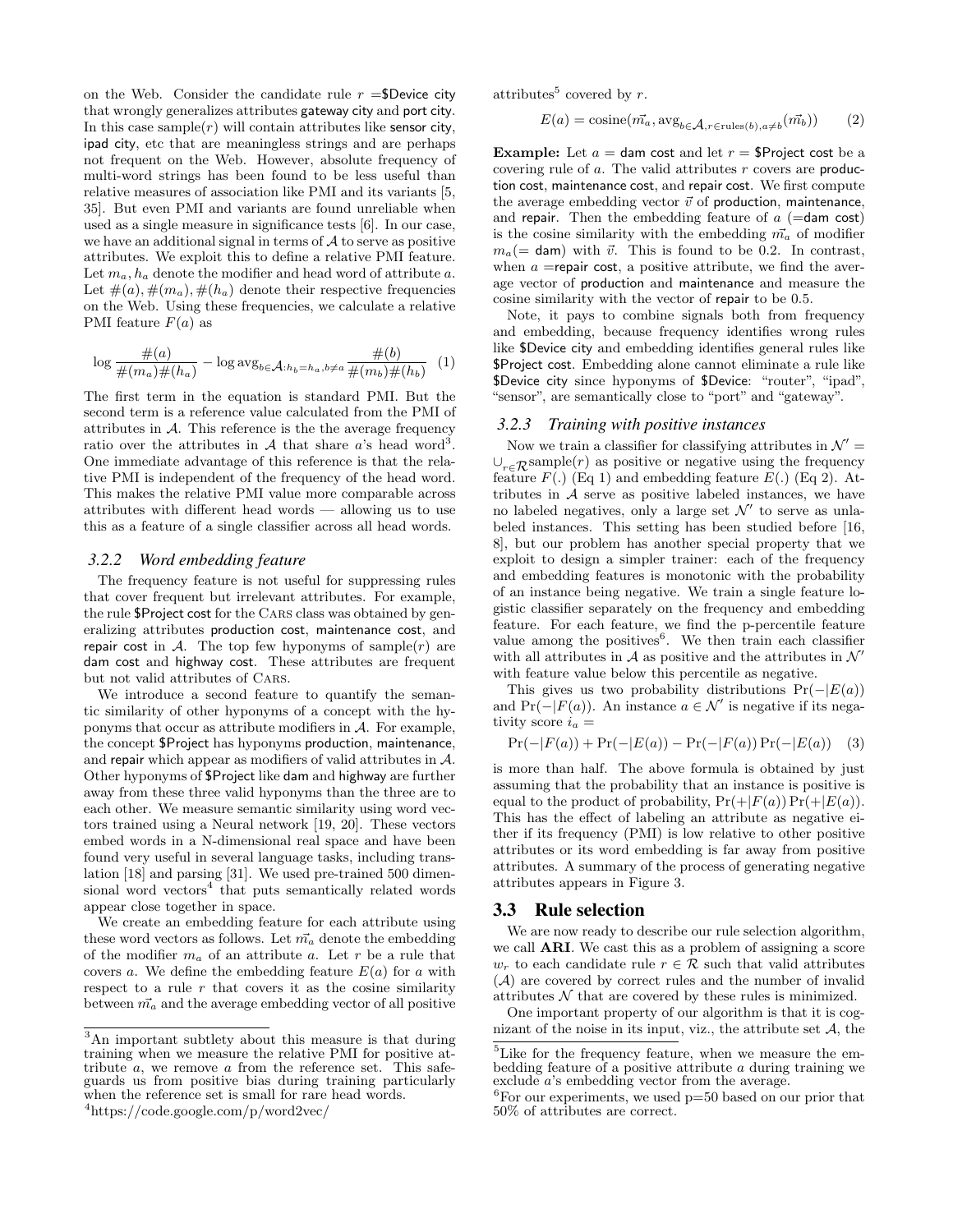on the Web. Consider the candidate rule $r$ =$Device city that wrongly generalizes attributes gateway city and port city. In this case sample($r$) will contain attributes like sensor city, ipad city, etc that are meaningless strings and are perhaps not frequent on the Web. However, absolute frequency of multi-word strings has been found to be less useful than relative measures of association like PMI and its variants [5, 35]. But even PMI and variants are found unreliable when used as a single measure in significance tests [6]. In our case, we have an additional signal in terms of $\mathcal{A}$ to serve as positive attributes. We exploit this to define a relative PMI feature. Let $m_a, h_a$ denote the modifier and head word of attribute $a$. Let $\#(a), \#(m_a), \#(h_a)$ denote their respective frequencies on the Web. Using these frequencies, we calculate a relative PMI feature $F(a)$ as

$$\log \frac{\#(a)}{\#(m_a)\#(h_a)} - \log \text{avg}_{b \in \mathcal{A}: h_b = h_a, b \neq a} \frac{\#(b)}{\#(m_b)\#(h_b)} \quad (1)$$

The first term in the equation is standard PMI. But the second term is a reference value calculated from the PMI of attributes in $\mathcal{A}$. This reference is the the average frequency ratio over the attributes in $\mathcal{A}$ that share $a$'s head word[3]. One immediate advantage of this reference is that the relative PMI is independent of the frequency of the head word. This makes the relative PMI value more comparable across attributes with different head words — allowing us to use this as a feature of a single classifier across all head words.

### 3.2.2 Word embedding feature

The frequency feature is not useful for suppressing rules that cover frequent but irrelevant attributes. For example, the rule $Project cost for the Cars class was obtained by generalizing attributes production cost, maintenance cost, and repair cost in $\mathcal{A}$. The top few hyponyms of sample($r$) are dam cost and highway cost. These attributes are frequent but not valid attributes of Cars.

We introduce a second feature to quantify the semantic similarity of other hyponyms of a concept with the hyponyms that occur as attribute modifiers in $\mathcal{A}$. For example, the concept $Project has hyponyms production, maintenance, and repair which appear as modifiers of valid attributes in $\mathcal{A}$. Other hyponyms of $Project like dam and highway are further away from these three valid hyponyms than the three are to each other. We measure semantic similarity using word vectors trained using a Neural network [19, 20]. These vectors embed words in a N-dimensional real space and have been found very useful in several language tasks, including translation [18] and parsing [31]. We used pre-trained 500 dimensional word vectors[4] that puts semantically related words appear close together in space.

We create an embedding feature for each attribute using these word vectors as follows. Let $\vec{m_a}$ denote the embedding of the modifier $m_a$ of an attribute $a$. Let $r$ be a rule that covers $a$. We define the embedding feature $E(a)$ for $a$ with respect to a rule $r$ that covers it as the cosine similarity between $\vec{m_a}$ and the average embedding vector of all positive attributes[5] covered by $r$.

$$E(a) = \text{cosine}(\vec{m_a}, \text{avg}_{b \in \mathcal{A}, r \in \text{rules}(b), a \neq b}(\vec{m_b})) \quad (2)$$

**Example:** Let $a$ = dam cost and let $r$ = $Project cost be a covering rule of $a$. The valid attributes $r$ covers are production cost, maintenance cost, and repair cost. We first compute the average embedding vector $\vec{v}$ of production, maintenance, and repair. Then the embedding feature of $a$ (=dam cost) is the cosine similarity with the embedding $\vec{m_a}$ of modifier $m_a$(= dam) with $\vec{v}$. This is found to be 0.2. In contrast, when $a$ =repair cost, a positive attribute, we find the average vector of production and maintenance and measure the cosine similarity with the vector of repair to be 0.5.

Note, it pays to combine signals both from frequency and embedding, because frequency identifies wrong rules like $Device city and embedding identifies general rules like $Project cost. Embedding alone cannot eliminate a rule like $Device city since hyponyms of $Device: "router", "ipad", "sensor", are semantically close to "port" and "gateway".

### 3.2.3 Training with positive instances

Now we train a classifier for classifying attributes in $\mathcal{N}' = \cup_{r \in \mathcal{R}} \text{sample}(r)$ as positive or negative using the frequency feature $F(.)$ (Eq 1) and embedding feature $E(.)$ (Eq 2). Attributes in $\mathcal{A}$ serve as positive labeled instances, we have no labeled negatives, only a large set $\mathcal{N}'$ to serve as unlabeled instances. This setting has been studied before [16, 8], but our problem has another special property that we exploit to design a simpler trainer: each of the frequency and embedding features is monotonic with the probability of an instance being negative. We train a single feature logistic classifier separately on the frequency and embedding feature. For each feature, we find the p-percentile feature value among the positives[6]. We then train each classifier with all attributes in $\mathcal{A}$ as positive and the attributes in $\mathcal{N}'$ with feature value below this percentile as negative.

This gives us two probability distributions $\Pr(-|E(a))$ and $\Pr(-|F(a))$. An instance $a \in \mathcal{N}'$ is negative if its negativity score $i_a$ =

$$\Pr(-|F(a)) + \Pr(-|E(a)) - \Pr(-|F(a))\Pr(-|E(a)) \quad (3)$$

is more than half. The above formula is obtained by just assuming that the probability that an instance is positive is equal to the product of probability, $\Pr(+|F(a))\Pr(+|E(a))$. This has the effect of labeling an attribute as negative either if its frequency (PMI) is low relative to other positive attributes or its word embedding is far away from positive attributes. A summary of the process of generating negative attributes appears in Figure 3.

## 3.3 Rule selection

We are now ready to describe our rule selection algorithm, we call **ARI**. We cast this as a problem of assigning a score $w_r$ to each candidate rule $r \in \mathcal{R}$ such that valid attributes ($\mathcal{A}$) are covered by correct rules and the number of invalid attributes $\mathcal{N}$ that are covered by these rules is minimized.

One important property of our algorithm is that it is cognizant of the noise in its input, viz., the attribute set $\mathcal{A}$, the

[3]An important subtlety about this measure is that during training when we measure the relative PMI for positive attribute $a$, we remove $a$ from the reference set. This safeguards us from positive bias during training particularly when the reference set is small for rare head words.

[4]https://code.google.com/p/word2vec/

[5]Like for the frequency feature, when we measure the embedding feature of a positive attribute $a$ during training we exclude $a$'s embedding vector from the average.

[6]For our experiments, we used p=50 based on our prior that 50% of attributes are correct.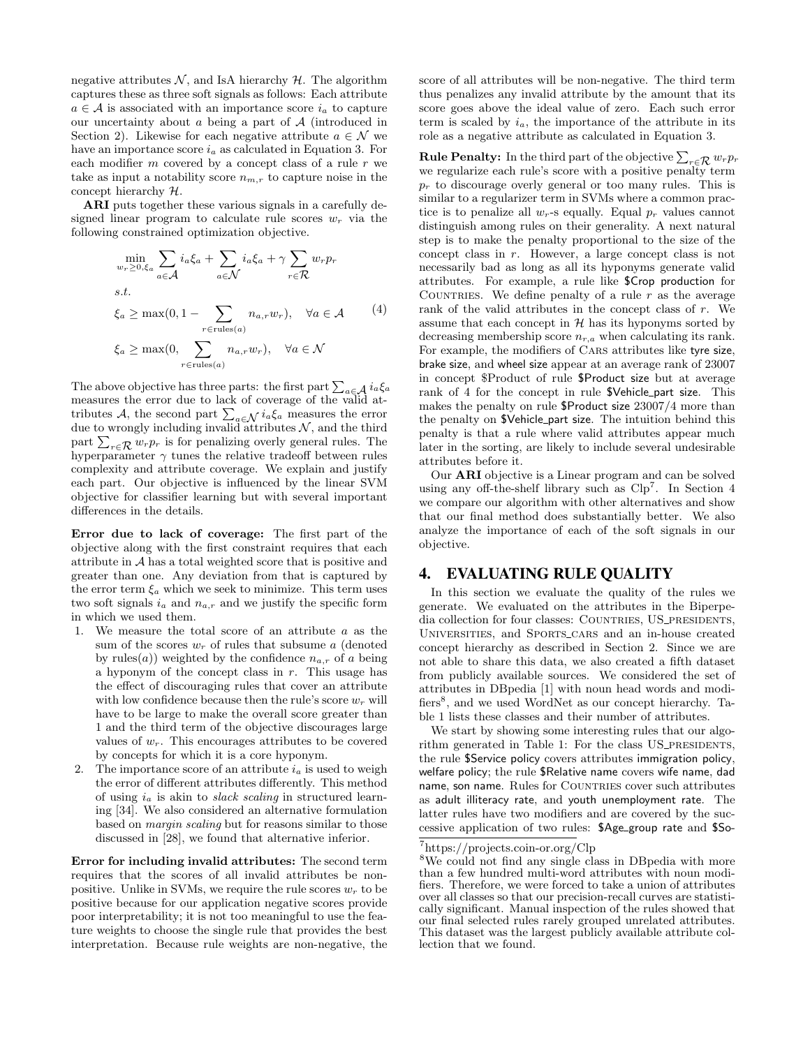negative attributes $\mathcal{N}$, and IsA hierarchy $\mathcal{H}$. The algorithm captures these as three soft signals as follows: Each attribute $a \in \mathcal{A}$ is associated with an importance score $i_a$ to capture our uncertainty about $a$ being a part of $\mathcal{A}$ (introduced in Section 2). Likewise for each negative attribute $a \in \mathcal{N}$ we have an importance score $i_a$ as calculated in Equation 3. For each modifier $m$ covered by a concept class of a rule $r$ we take as input a notability score $n_{m,r}$ to capture noise in the concept hierarchy $\mathcal{H}$.

**ARI** puts together these various signals in a carefully designed linear program to calculate rule scores $w_r$ via the following constrained optimization objective.

$$
\begin{aligned}
&\min_{w_r \geq 0, \xi_a} \sum_{a \in \mathcal{A}} i_a \xi_a + \sum_{a \in \mathcal{N}} i_a \xi_a + \gamma \sum_{r \in \mathcal{R}} w_r p_r \\
&s.t. \\
&\xi_a \geq \max(0, 1 - \sum_{r \in \text{rules}(a)} n_{a,r} w_r), \quad \forall a \in \mathcal{A} \qquad (4) \\
&\xi_a \geq \max(0, \sum_{r \in \text{rules}(a)} n_{a,r} w_r), \quad \forall a \in \mathcal{N}
\end{aligned}
$$

The above objective has three parts: the first part $\sum_{a \in \mathcal{A}} i_a \xi_a$ measures the error due to lack of coverage of the valid attributes $\mathcal{A}$, the second part $\sum_{a \in \mathcal{N}} i_a \xi_a$ measures the error due to wrongly including invalid attributes $\mathcal{N}$, and the third part $\sum_{r \in \mathcal{R}} w_r p_r$ is for penalizing overly general rules. The hyperparameter $\gamma$ tunes the relative tradeoff between rules complexity and attribute coverage. We explain and justify each part. Our objective is influenced by the linear SVM objective for classifier learning but with several important differences in the details.

**Error due to lack of coverage:** The first part of the objective along with the first constraint requires that each attribute in $\mathcal{A}$ has a total weighted score that is positive and greater than one. Any deviation from that is captured by the error term $\xi_a$ which we seek to minimize. This term uses two soft signals $i_a$ and $n_{a,r}$ and we justify the specific form in which we used them.

1. We measure the total score of an attribute $a$ as the sum of the scores $w_r$ of rules that subsume $a$ (denoted by rules($a$)) weighted by the confidence $n_{a,r}$ of $a$ being a hyponym of the concept class in $r$. This usage has the effect of discouraging rules that cover an attribute with low confidence because then the rule's score $w_r$ will have to be large to make the overall score greater than 1 and the third term of the objective discourages large values of $w_r$. This encourages attributes to be covered by concepts for which it is a core hyponym.
2. The importance score of an attribute $i_a$ is used to weigh the error of different attributes differently. This method of using $i_a$ is akin to *slack scaling* in structured learning [34]. We also considered an alternative formulation based on *margin scaling* but for reasons similar to those discussed in [28], we found that alternative inferior.

**Error for including invalid attributes:** The second term requires that the scores of all invalid attributes be non-positive. Unlike in SVMs, we require the rule scores $w_r$ to be positive because for our application negative scores provide poor interpretability; it is not too meaningful to use the feature weights to choose the single rule that provides the best interpretation. Because rule weights are non-negative, the score of all attributes will be non-negative. The third term thus penalizes any invalid attribute by the amount that its score goes above the ideal value of zero. Each such error term is scaled by $i_a$, the importance of the attribute in its role as a negative attribute as calculated in Equation 3.

**Rule Penalty:** In the third part of the objective $\sum_{r \in \mathcal{R}} w_r p_r$ we regularize each rule's score with a positive penalty term $p_r$ to discourage overly general or too many rules. This is similar to a regularizer term in SVMs where a common practice is to penalize all $w_r$-s equally. Equal $p_r$ values cannot distinguish among rules on their generality. A next natural step is to make the penalty proportional to the size of the concept class in $r$. However, a large concept class is not necessarily bad as long as all its hyponyms generate valid attributes. For example, a rule like $Crop production for COUNTRIES. We define penalty of a rule $r$ as the average rank of the valid attributes in the concept class of $r$. We assume that each concept in $\mathcal{H}$ has its hyponyms sorted by decreasing membership score $n_{r,a}$ when calculating its rank. For example, the modifiers of CARS attributes like tyre size, brake size, and wheel size appear at an average rank of 23007 in concept $Product of rule $Product size but at average rank of 4 for the concept in rule $Vehicle_part size. This makes the penalty on rule $Product size 23007/4 more than the penalty on $Vehicle_part size. The intuition behind this penalty is that a rule where valid attributes appear much later in the sorting, are likely to include several undesirable attributes before it.

Our **ARI** objective is a Linear program and can be solved using any off-the-shelf library such as Clp[7]. In Section 4 we compare our algorithm with other alternatives and show that our final method does substantially better. We also analyze the importance of each of the soft signals in our objective.

## 4. EVALUATING RULE QUALITY

In this section we evaluate the quality of the rules we generate. We evaluated on the attributes in the Biperpedia collection for four classes: COUNTRIES, US_PRESIDENTS, UNIVERSITIES, and SPORTS_CARS and an in-house created concept hierarchy as described in Section 2. Since we are not able to share this data, we also created a fifth dataset from publicly available sources. We considered the set of attributes in DBpedia [1] with noun head words and modifiers[8], and we used WordNet as our concept hierarchy. Table 1 lists these classes and their number of attributes.

We start by showing some interesting rules that our algorithm generated in Table 1: For the class US_PRESIDENTS, the rule $Service policy covers attributes immigration policy, welfare policy; the rule $Relative name covers wife name, dad name, son name. Rules for COUNTRIES cover such attributes as adult illiteracy rate, and youth unemployment rate. The latter rules have two modifiers and are covered by the successive application of two rules: $Age_group rate and $So-

[7] https://projects.coin-or.org/Clp

[8] We could not find any single class in DBpedia with more than a few hundred multi-word attributes with noun modifiers. Therefore, we were forced to take a union of attributes over all classes so that our precision-recall curves are statistically significant. Manual inspection of the rules showed that our final selected rules rarely grouped unrelated attributes. This dataset was the largest publicly available attribute collection that we found.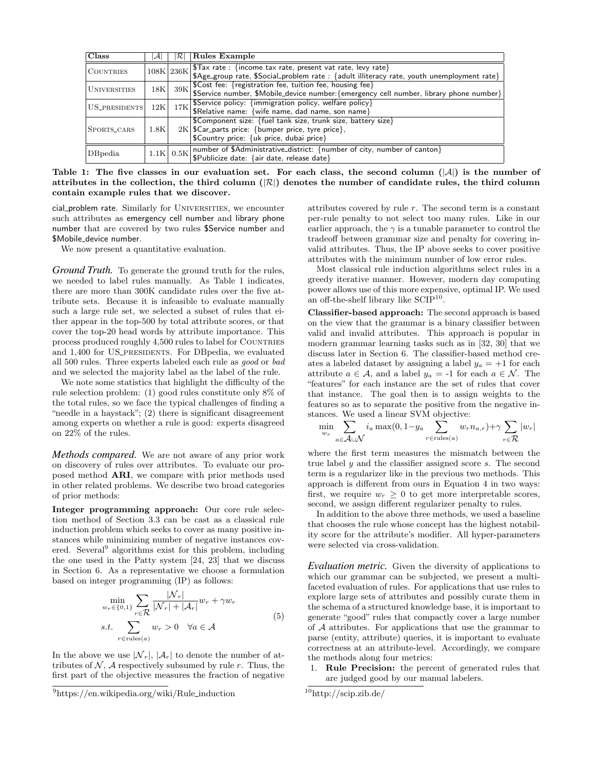| Class | $\|\mathcal{A}\|$ | $\|\mathcal{R}\|$ | Rules Example |
|---|---|---|---|
| COUNTRIES | 108K | 236K | $Tax rate : {income tax rate, present vat rate, levy rate}<br>$Age_group rate, $Social_problem rate : {adult illiteracy rate, youth unemployment rate} |
| UNIVERSITIES | 18K | 39K | $Cost fee: {registration fee, tuition fee, housing fee}<br>$Service number, $Mobile_device number:{emergency cell number, library phone number} |
| US_PRESIDENTS | 12K | 17K | $Service policy: {immigration policy, welfare policy}<br>$Relative name: {wife name, dad name, son name} |
| SPORTS_CARS | 1.8K | 2K | $Component size: {fuel tank size, trunk size, battery size}<br>$Car_parts price: {bumper price, tyre price},<br>$Country price: {uk price, dubai price} |
| DBpedia | 1.1K | 0.5K | number of $Administrative_district: {number of city, number of canton}<br>$Publicize date: {air date, release date} |

**Table 1: The five classes in our evaluation set. For each class, the second column ($|\mathcal{A}|$) is the number of attributes in the collection, the third column ($|\mathcal{R}|$) denotes the number of candidate rules, the third column contain example rules that we discover.**

cial_problem rate. Similarly for UNIVERSITIES, we encounter such attributes as emergency cell number and library phone number that are covered by two rules $Service number and $Mobile_device number.

We now present a quantitative evaluation.

***Ground Truth.*** To generate the ground truth for the rules, we needed to label rules manually. As Table 1 indicates, there are more than 300K candidate rules over the five attribute sets. Because it is infeasible to evaluate manually such a large rule set, we selected a subset of rules that either appear in the top-500 by total attribute scores, or that cover the top-20 head words by attribute importance. This process produced roughly 4,500 rules to label for COUNTRIES and 1,400 for US_PRESIDENTS. For DBpedia, we evaluated all 500 rules. Three experts labeled each rule as *good* or *bad* and we selected the majority label as the label of the rule.

We note some statistics that highlight the difficulty of the rule selection problem: (1) good rules constitute only 8% of the total rules, so we face the typical challenges of finding a "needle in a haystack"; (2) there is significant disagreement among experts on whether a rule is good: experts disagreed on 22% of the rules.

***Methods compared.*** We are not aware of any prior work on discovery of rules over attributes. To evaluate our proposed method **ARI**, we compare with prior methods used in other related problems. We describe two broad categories of prior methods:

**Integer programming approach:** Our core rule selection method of Section 3.3 can be cast as a classical rule induction problem which seeks to cover as many positive instances while minimizing number of negative instances covered. Several[9] algorithms exist for this problem, including the one used in the Patty system [24, 23] that we discuss in Section 6. As a representative we choose a formulation based on integer programming (IP) as follows:

$$\min_{w_r \in \{0,1\}} \sum_{r \in \mathcal{R}} \frac{|\mathcal{N}_r|}{|\mathcal{N}_r| + |\mathcal{A}_r|} w_r + \gamma w_r$$
$$s.t. \sum_{r \in \text{rules}(a)} w_r > 0 \quad \forall a \in \mathcal{A} \tag{5}$$

In the above we use $|\mathcal{N}_r|$, $|\mathcal{A}_r|$ to denote the number of attributes of $\mathcal{N}$, $\mathcal{A}$ respectively subsumed by rule $r$. Thus, the first part of the objective measures the fraction of negative attributes covered by rule $r$. The second term is a constant per-rule penalty to not select too many rules. Like in our earlier approach, the $\gamma$ is a tunable parameter to control the tradeoff between grammar size and penalty for covering invalid attributes. Thus, the IP above seeks to cover positive attributes with the minimum number of low error rules.

Most classical rule induction algorithms select rules in a greedy iterative manner. However, modern day computing power allows use of this more expensive, optimal IP. We used an off-the-shelf library like SCIP[10].

**Classifier-based approach:** The second approach is based on the view that the grammar is a binary classifier between valid and invalid attributes. This approach is popular in modern grammar learning tasks such as in [32, 30] that we discuss later in Section 6. The classifier-based method creates a labeled dataset by assigning a label $y_a = +1$ for each attribute $a \in \mathcal{A}$, and a label $y_a$ = -1 for each $a \in \mathcal{N}$. The "features" for each instance are the set of rules that cover that instance. The goal then is to assign weights to the features so as to separate the positive from the negative instances. We used a linear SVM objective:

$$\min_{w_r} \sum_{a \in \mathcal{A} \cup \mathcal{N}} i_a \max(0, 1 - y_a \sum_{r \in \text{rules}(a)} w_r n_{a,r}) + \gamma \sum_{r \in \mathcal{R}} |w_r|$$

where the first term measures the mismatch between the true label $y$ and the classifier assigned score $s$. The second term is a regularizer like in the previous two methods. This approach is different from ours in Equation 4 in two ways: first, we require $w_r \geq 0$ to get more interpretable scores, second, we assign different regularizer penalty to rules.

In addition to the above three methods, we used a baseline that chooses the rule whose concept has the highest notability score for the attribute's modifier. All hyper-parameters were selected via cross-validation.

***Evaluation metric.*** Given the diversity of applications to which our grammar can be subjected, we present a multifaceted evaluation of rules. For applications that use rules to explore large sets of attributes and possibly curate them in the schema of a structured knowledge base, it is important to generate "good" rules that compactly cover a large number of $\mathcal{A}$ attributes. For applications that use the grammar to parse (entity, attribute) queries, it is important to evaluate correctness at an attribute-level. Accordingly, we compare the methods along four metrics:

1. **Rule Precision:** the percent of generated rules that are judged good by our manual labelers.

[9] https://en.wikipedia.org/wiki/Rule_induction

[10] http://scip.zib.de/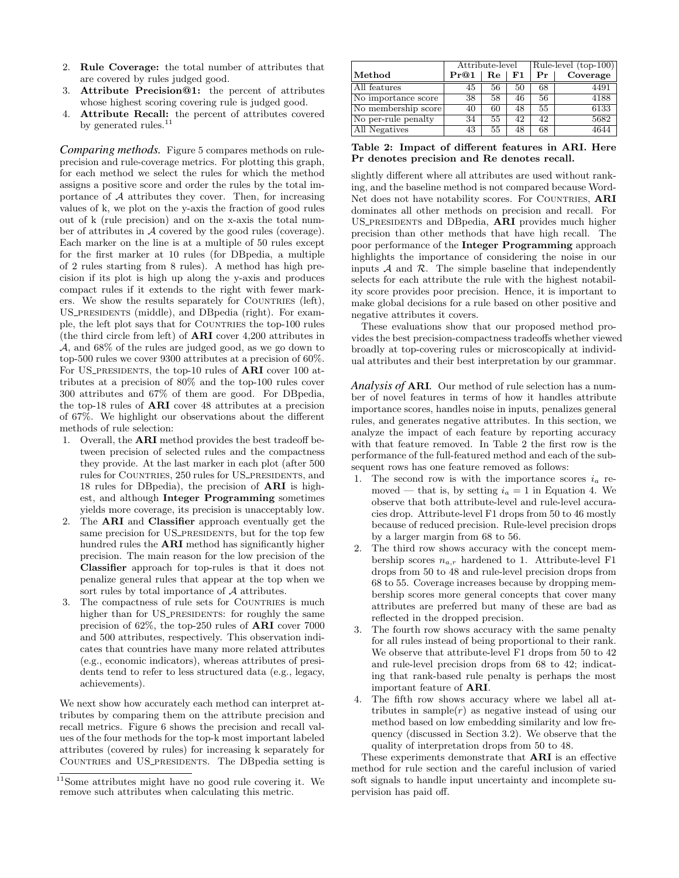2. **Rule Coverage:** the total number of attributes that are covered by rules judged good.
3. **Attribute Precision@1:** the percent of attributes whose highest scoring covering rule is judged good.
4. **Attribute Recall:** the percent of attributes covered by generated rules.[11]

***Comparing methods.*** Figure 5 compares methods on rule-precision and rule-coverage metrics. For plotting this graph, for each method we select the rules for which the method assigns a positive score and order the rules by the total importance of $\mathcal{A}$ attributes they cover. Then, for increasing values of k, we plot on the y-axis the fraction of good rules out of k (rule precision) and on the x-axis the total number of attributes in $\mathcal{A}$ covered by the good rules (coverage). Each marker on the line is at a multiple of 50 rules except for the first marker at 10 rules (for DBpedia, a multiple of 2 rules starting from 8 rules). A method has high precision if its plot is high up along the y-axis and produces compact rules if it extends to the right with fewer markers. We show the results separately for COUNTRIES (left), US_PRESIDENTS (middle), and DBpedia (right). For example, the left plot says that for COUNTRIES the top-100 rules (the third circle from left) of **ARI** cover 4,200 attributes in $\mathcal{A}$, and 68% of the rules are judged good, as we go down to top-500 rules we cover 9300 attributes at a precision of 60%. For US_PRESIDENTS, the top-10 rules of **ARI** cover 100 attributes at a precision of 80% and the top-100 rules cover 300 attributes and 67% of them are good. For DBpedia, the top-18 rules of **ARI** cover 48 attributes at a precision of 67%. We highlight our observations about the different methods of rule selection:

1. Overall, the **ARI** method provides the best tradeoff between precision of selected rules and the compactness they provide. At the last marker in each plot (after 500 rules for COUNTRIES, 250 rules for US_PRESIDENTS, and 18 rules for DBpedia), the precision of **ARI** is highest, and although **Integer Programming** sometimes yields more coverage, its precision is unacceptably low.
2. The **ARI** and **Classifier** approach eventually get the same precision for US_PRESIDENTS, but for the top few hundred rules the **ARI** method has significantly higher precision. The main reason for the low precision of the **Classifier** approach for top-rules is that it does not penalize general rules that appear at the top when we sort rules by total importance of $\mathcal{A}$ attributes.
3. The compactness of rule sets for COUNTRIES is much higher than for US_PRESIDENTS: for roughly the same precision of 62%, the top-250 rules of **ARI** cover 7000 and 500 attributes, respectively. This observation indicates that countries have many more related attributes (e.g., economic indicators), whereas attributes of presidents tend to refer to less structured data (e.g., legacy, achievements).

We next show how accurately each method can interpret attributes by comparing them on the attribute precision and recall metrics. Figure 6 shows the precision and recall values of the four methods for the top-k most important labeled attributes (covered by rules) for increasing k separately for COUNTRIES and US_PRESIDENTS. The DBpedia setting is slightly different where all attributes are used without ranking, and the baseline method is not compared because WordNet does not have notability scores. For COUNTRIES, **ARI** dominates all other methods on precision and recall. For US_PRESIDENTS and DBpedia, **ARI** provides much higher precision than other methods that have high recall. The poor performance of the **Integer Programming** approach highlights the importance of considering the noise in our inputs $\mathcal{A}$ and $\mathcal{R}$. The simple baseline that independently selects for each attribute the rule with the highest notability score provides poor precision. Hence, it is important to make global decisions for a rule based on other positive and negative attributes it covers.

[11] Some attributes might have no good rule covering it. We remove such attributes when calculating this metric.

| | Attribute-level | | | Rule-level (top-100) | |
|---|---|---|---|---|---|
| **Method** | **Pr@1** | **Re** | **F1** | **Pr** | **Coverage** |
| All features | 45 | 56 | 50 | 68 | 4491 |
| No importance score | 38 | 58 | 46 | 56 | 4188 |
| No membership score | 40 | 60 | 48 | 55 | 6133 |
| No per-rule penalty | 34 | 55 | 42 | 42 | 5682 |
| All Negatives | 43 | 55 | 48 | 68 | 4644 |

**Table 2: Impact of different features in ARI. Here Pr denotes precision and Re denotes recall.**

These evaluations show that our proposed method provides the best precision-compactness tradeoffs whether viewed broadly at top-covering rules or microscopically at individual attributes and their best interpretation by our grammar.

***Analysis of* ARI.** Our method of rule selection has a number of novel features in terms of how it handles attribute importance scores, handles noise in inputs, penalizes general rules, and generates negative attributes. In this section, we analyze the impact of each feature by reporting accuracy with that feature removed. In Table 2 the first row is the performance of the full-featured method and each of the subsequent rows has one feature removed as follows:

1. The second row is with the importance scores $i_a$ removed — that is, by setting $i_a = 1$ in Equation 4. We observe that both attribute-level and rule-level accuracies drop. Attribute-level F1 drops from 50 to 46 mostly because of reduced precision. Rule-level precision drops by a larger margin from 68 to 56.
2. The third row shows accuracy with the concept membership scores $n_{a,r}$ hardened to 1. Attribute-level F1 drops from 50 to 48 and rule-level precision drops from 68 to 55. Coverage increases because by dropping membership scores more general concepts that cover many attributes are preferred but many of these are bad as reflected in the dropped precision.
3. The fourth row shows accuracy with the same penalty for all rules instead of being proportional to their rank. We observe that attribute-level F1 drops from 50 to 42 and rule-level precision drops from 68 to 42; indicating that rank-based rule penalty is perhaps the most important feature of **ARI**.
4. The fifth row shows accuracy where we label all attributes in sample($r$) as negative instead of using our method based on low embedding similarity and low frequency (discussed in Section 3.2). We observe that the quality of interpretation drops from 50 to 48.

These experiments demonstrate that **ARI** is an effective method for rule section and the careful inclusion of varied soft signals to handle input uncertainty and incomplete supervision has paid off.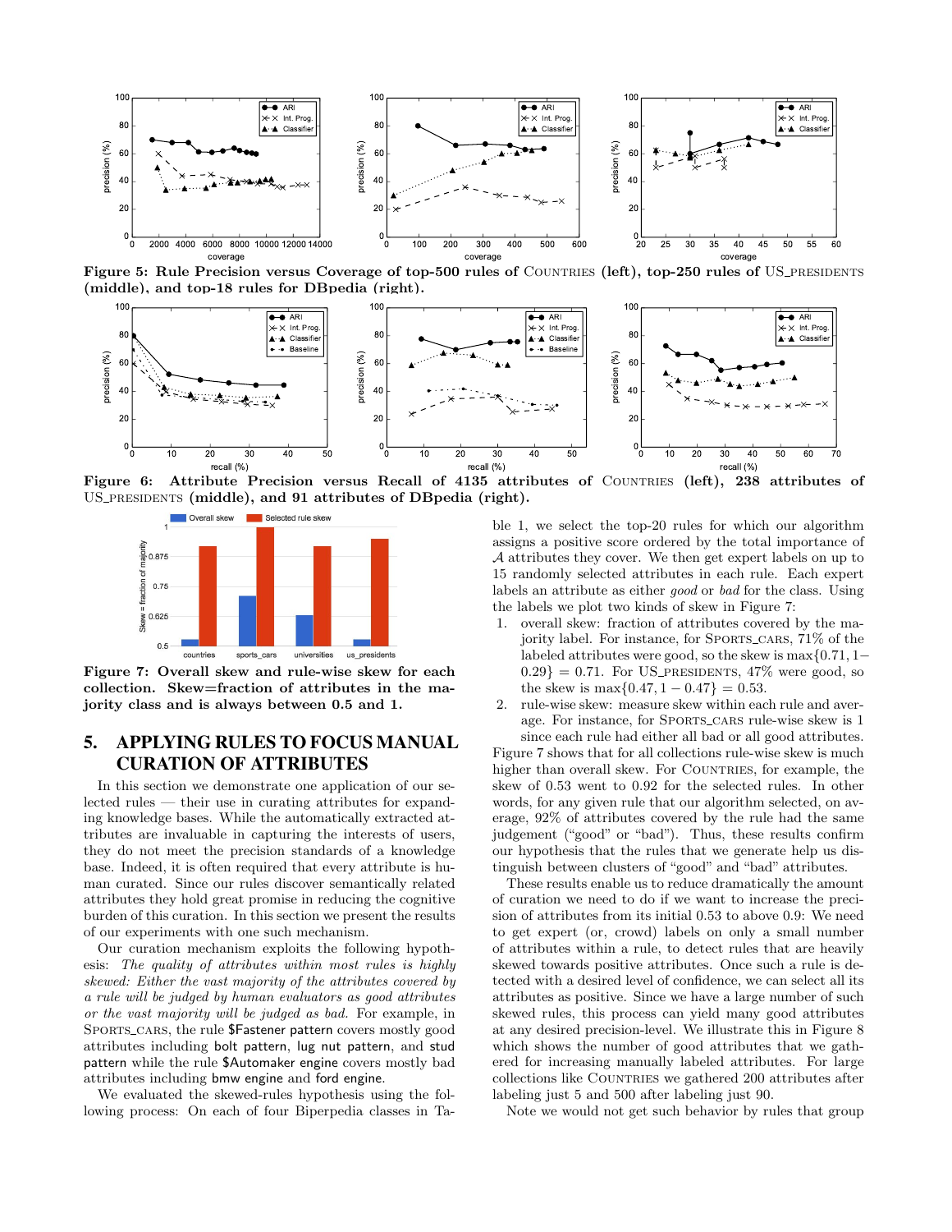**Figure 5: Rule Precision versus Coverage of top-500 rules of COUNTRIES (left), top-250 rules of US_PRESIDENTS (middle), and top-18 rules for DBpedia (right).**

**Figure 6: Attribute Precision versus Recall of 4135 attributes of COUNTRIES (left), 238 attributes of US_PRESIDENTS (middle), and 91 attributes of DBpedia (right).**

**Figure 7: Overall skew and rule-wise skew for each collection. Skew=fraction of attributes in the majority class and is always between 0.5 and 1.**

## 5. APPLYING RULES TO FOCUS MANUAL CURATION OF ATTRIBUTES

In this section we demonstrate one application of our selected rules — their use in curating attributes for expanding knowledge bases. While the automatically extracted attributes are invaluable in capturing the interests of users, they do not meet the precision standards of a knowledge base. Indeed, it is often required that every attribute is human curated. Since our rules discover semantically related attributes they hold great promise in reducing the cognitive burden of this curation. In this section we present the results of our experiments with one such mechanism.

Our curation mechanism exploits the following hypothesis: *The quality of attributes within most rules is highly skewed: Either the vast majority of the attributes covered by a rule will be judged by human evaluators as good attributes or the vast majority will be judged as bad.* For example, in SPORTS_CARS, the rule $Fastener pattern covers mostly good attributes including bolt pattern, lug nut pattern, and stud pattern while the rule $Automaker engine covers mostly bad attributes including bmw engine and ford engine.

We evaluated the skewed-rules hypothesis using the following process: On each of four Biperpedia classes in Table 1, we select the top-20 rules for which our algorithm assigns a positive score ordered by the total importance of $\mathcal{A}$ attributes they cover. We then get expert labels on up to 15 randomly selected attributes in each rule. Each expert labels an attribute as either *good* or *bad* for the class. Using the labels we plot two kinds of skew in Figure 7:

1. overall skew: fraction of attributes covered by the majority label. For instance, for SPORTS_CARS, 71% of the labeled attributes were good, so the skew is $\max\{0.71, 1-0.29\} = 0.71$. For US_PRESIDENTS, 47% were good, so the skew is $\max\{0.47, 1-0.47\} = 0.53$.
2. rule-wise skew: measure skew within each rule and average. For instance, for SPORTS_CARS rule-wise skew is 1 since each rule had either all bad or all good attributes.

Figure 7 shows that for all collections rule-wise skew is much higher than overall skew. For COUNTRIES, for example, the skew of 0.53 went to 0.92 for the selected rules. In other words, for any given rule that our algorithm selected, on average, 92% of attributes covered by the rule had the same judgement ("good" or "bad"). Thus, these results confirm our hypothesis that the rules that we generate help us distinguish between clusters of "good" and "bad" attributes.

These results enable us to reduce dramatically the amount of curation we need to do if we want to increase the precision of attributes from its initial 0.53 to above 0.9: We need to get expert (or, crowd) labels on only a small number of attributes within a rule, to detect rules that are heavily skewed towards positive attributes. Once such a rule is detected with a desired level of confidence, we can select all its attributes as positive. Since we have a large number of such skewed rules, this process can yield many good attributes at any desired precision-level. We illustrate this in Figure 8 which shows the number of good attributes that we gathered for increasing manually labeled attributes. For large collections like COUNTRIES we gathered 200 attributes after labeling just 5 and 500 after labeling just 90.

Note we would not get such behavior by rules that group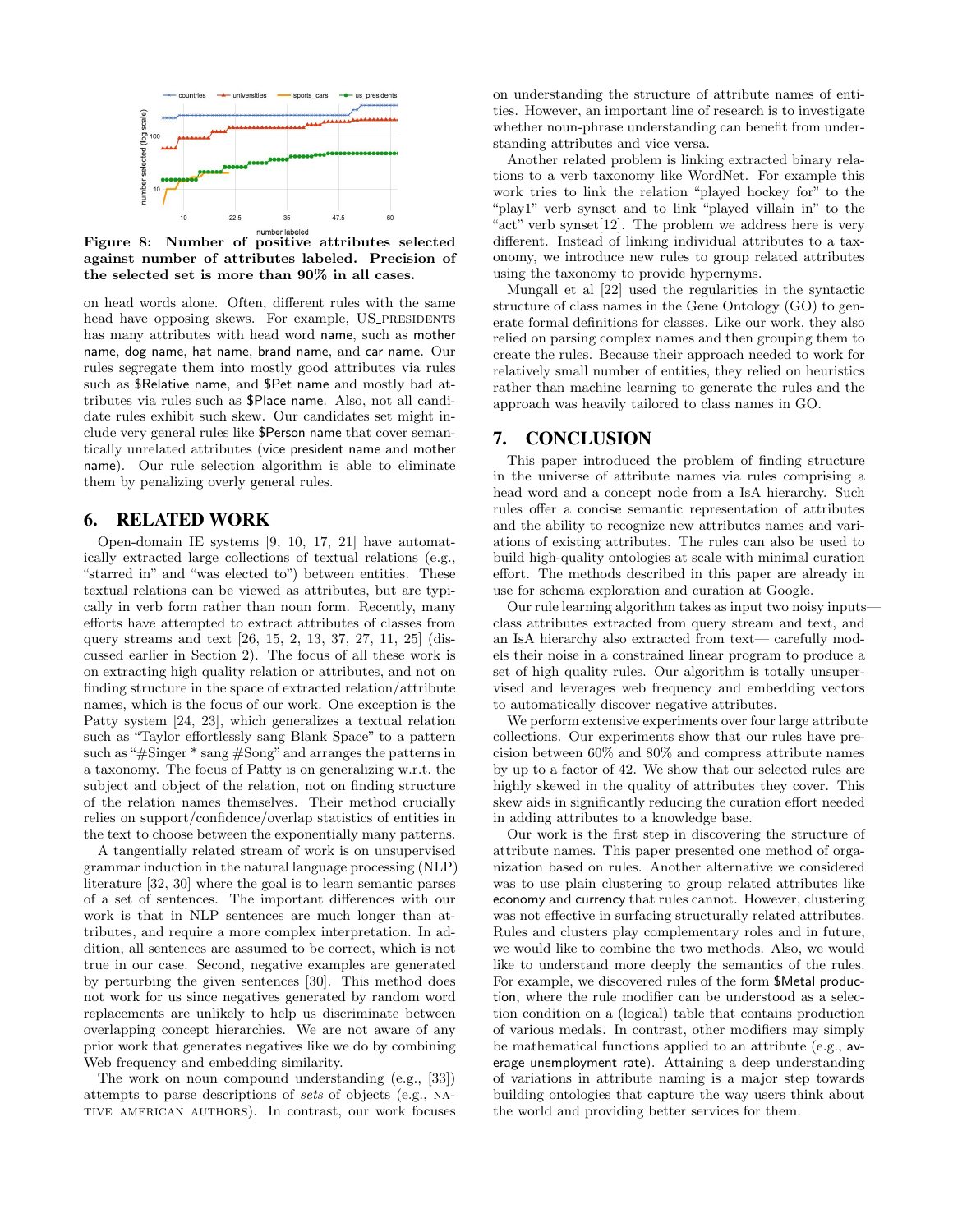**Figure 8: Number of positive attributes selected against number of attributes labeled. Precision of the selected set is more than 90% in all cases.**

on head words alone. Often, different rules with the same head have opposing skews. For example, US_PRESIDENTS has many attributes with head word name, such as mother name, dog name, hat name, brand name, and car name. Our rules segregate them into mostly good attributes via rules such as $Relative name, and $Pet name and mostly bad attributes via rules such as $Place name. Also, not all candidate rules exhibit such skew. Our candidates set might include very general rules like $Person name that cover semantically unrelated attributes (vice president name and mother name). Our rule selection algorithm is able to eliminate them by penalizing overly general rules.

## 6. RELATED WORK

Open-domain IE systems [9, 10, 17, 21] have automatically extracted large collections of textual relations (e.g., "starred in" and "was elected to") between entities. These textual relations can be viewed as attributes, but are typically in verb form rather than noun form. Recently, many efforts have attempted to extract attributes of classes from query streams and text [26, 15, 2, 13, 37, 27, 11, 25] (discussed earlier in Section 2). The focus of all these work is on extracting high quality relation or attributes, and not on finding structure in the space of extracted relation/attribute names, which is the focus of our work. One exception is the Patty system [24, 23], which generalizes a textual relation such as "Taylor effortlessly sang Blank Space" to a pattern such as "#Singer * sang #Song" and arranges the patterns in a taxonomy. The focus of Patty is on generalizing w.r.t. the subject and object of the relation, not on finding structure of the relation names themselves. Their method crucially relies on support/confidence/overlap statistics of entities in the text to choose between the exponentially many patterns.

A tangentially related stream of work is on unsupervised grammar induction in the natural language processing (NLP) literature [32, 30] where the goal is to learn semantic parses of a set of sentences. The important differences with our work is that in NLP sentences are much longer than attributes, and require a more complex interpretation. In addition, all sentences are assumed to be correct, which is not true in our case. Second, negative examples are generated by perturbing the given sentences [30]. This method does not work for us since negatives generated by random word replacements are unlikely to help us discriminate between overlapping concept hierarchies. We are not aware of any prior work that generates negatives like we do by combining Web frequency and embedding similarity.

The work on noun compound understanding (e.g., [33]) attempts to parse descriptions of *sets* of objects (e.g., NATIVE AMERICAN AUTHORS). In contrast, our work focuses on understanding the structure of attribute names of entities. However, an important line of research is to investigate whether noun-phrase understanding can benefit from understanding attributes and vice versa.

Another related problem is linking extracted binary relations to a verb taxonomy like WordNet. For example this work tries to link the relation "played hockey for" to the "play1" verb synset and to link "played villain in" to the "act" verb synset[12]. The problem we address here is very different. Instead of linking individual attributes to a taxonomy, we introduce new rules to group related attributes using the taxonomy to provide hypernyms.

Mungall et al [22] used the regularities in the syntactic structure of class names in the Gene Ontology (GO) to generate formal definitions for classes. Like our work, they also relied on parsing complex names and then grouping them to create the rules. Because their approach needed to work for relatively small number of entities, they relied on heuristics rather than machine learning to generate the rules and the approach was heavily tailored to class names in GO.

## 7. CONCLUSION

This paper introduced the problem of finding structure in the universe of attribute names via rules comprising a head word and a concept node from a IsA hierarchy. Such rules offer a concise semantic representation of attributes and the ability to recognize new attributes names and variations of existing attributes. The rules can also be used to build high-quality ontologies at scale with minimal curation effort. The methods described in this paper are already in use for schema exploration and curation at Google.

Our rule learning algorithm takes as input two noisy inputs—class attributes extracted from query stream and text, and an IsA hierarchy also extracted from text— carefully models their noise in a constrained linear program to produce a set of high quality rules. Our algorithm is totally unsupervised and leverages web frequency and embedding vectors to automatically discover negative attributes.

We perform extensive experiments over four large attribute collections. Our experiments show that our rules have precision between 60% and 80% and compress attribute names by up to a factor of 42. We show that our selected rules are highly skewed in the quality of attributes they cover. This skew aids in significantly reducing the curation effort needed in adding attributes to a knowledge base.

Our work is the first step in discovering the structure of attribute names. This paper presented one method of organization based on rules. Another alternative we considered was to use plain clustering to group related attributes like economy and currency that rules cannot. However, clustering was not effective in surfacing structurally related attributes. Rules and clusters play complementary roles and in future, we would like to combine the two methods. Also, we would like to understand more deeply the semantics of the rules. For example, we discovered rules of the form $Metal production, where the rule modifier can be understood as a selection condition on a (logical) table that contains production of various medals. In contrast, other modifiers may simply be mathematical functions applied to an attribute (e.g., average unemployment rate). Attaining a deep understanding of variations in attribute naming is a major step towards building ontologies that capture the way users think about the world and providing better services for them.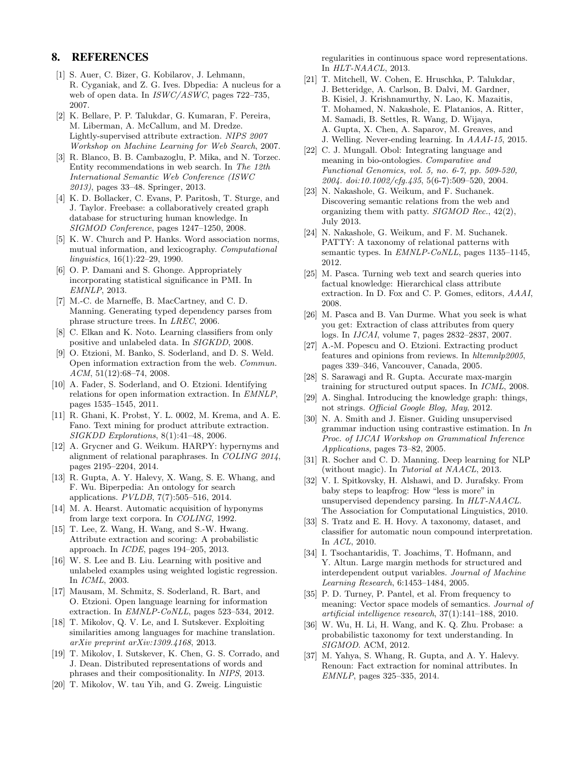## 8. REFERENCES

[1] S. Auer, C. Bizer, G. Kobilarov, J. Lehmann, R. Cyganiak, and Z. G. Ives. Dbpedia: A nucleus for a web of open data. In *ISWC/ASWC*, pages 722–735, 2007.

[2] K. Bellare, P. P. Talukdar, G. Kumaran, F. Pereira, M. Liberman, A. McCallum, and M. Dredze. Lightly-supervised attribute extraction. *NIPS 2007 Workshop on Machine Learning for Web Search*, 2007.

[3] R. Blanco, B. B. Cambazoglu, P. Mika, and N. Torzec. Entity recommendations in web search. In *The 12th International Semantic Web Conference (ISWC 2013)*, pages 33–48. Springer, 2013.

[4] K. D. Bollacker, C. Evans, P. Paritosh, T. Sturge, and J. Taylor. Freebase: a collaboratively created graph database for structuring human knowledge. In *SIGMOD Conference*, pages 1247–1250, 2008.

[5] K. W. Church and P. Hanks. Word association norms, mutual information, and lexicography. *Computational linguistics*, 16(1):22–29, 1990.

[6] O. P. Damani and S. Ghonge. Appropriately incorporating statistical significance in PMI. In *EMNLP*, 2013.

[7] M.-C. de Marneffe, B. MacCartney, and C. D. Manning. Generating typed dependency parses from phrase structure trees. In *LREC*, 2006.

[8] C. Elkan and K. Noto. Learning classifiers from only positive and unlabeled data. In *SIGKDD*, 2008.

[9] O. Etzioni, M. Banko, S. Soderland, and D. S. Weld. Open information extraction from the web. *Commun. ACM*, 51(12):68–74, 2008.

[10] A. Fader, S. Soderland, and O. Etzioni. Identifying relations for open information extraction. In *EMNLP*, pages 1535–1545, 2011.

[11] R. Ghani, K. Probst, Y. L. 0002, M. Krema, and A. E. Fano. Text mining for product attribute extraction. *SIGKDD Explorations*, 8(1):41–48, 2006.

[12] A. Grycner and G. Weikum. HARPY: hypernyms and alignment of relational paraphrases. In *COLING 2014*, pages 2195–2204, 2014.

[13] R. Gupta, A. Y. Halevy, X. Wang, S. E. Whang, and F. Wu. Biperpedia: An ontology for search applications. *PVLDB*, 7(7):505–516, 2014.

[14] M. A. Hearst. Automatic acquisition of hyponyms from large text corpora. In *COLING*, 1992.

[15] T. Lee, Z. Wang, H. Wang, and S.-W. Hwang. Attribute extraction and scoring: A probabilistic approach. In *ICDE*, pages 194–205, 2013.

[16] W. S. Lee and B. Liu. Learning with positive and unlabeled examples using weighted logistic regression. In *ICML*, 2003.

[17] Mausam, M. Schmitz, S. Soderland, R. Bart, and O. Etzioni. Open language learning for information extraction. In *EMNLP-CoNLL*, pages 523–534, 2012.

[18] T. Mikolov, Q. V. Le, and I. Sutskever. Exploiting similarities among languages for machine translation. *arXiv preprint arXiv:1309.4168*, 2013.

[19] T. Mikolov, I. Sutskever, K. Chen, G. S. Corrado, and J. Dean. Distributed representations of words and phrases and their compositionality. In *NIPS*, 2013.

[20] T. Mikolov, W. tau Yih, and G. Zweig. Linguistic regularities in continuous space word representations. In *HLT-NAACL*, 2013.

[21] T. Mitchell, W. Cohen, E. Hruschka, P. Talukdar, J. Betteridge, A. Carlson, B. Dalvi, M. Gardner, B. Kisiel, J. Krishnamurthy, N. Lao, K. Mazaitis, T. Mohamed, N. Nakashole, E. Platanios, A. Ritter, M. Samadi, B. Settles, R. Wang, D. Wijaya, A. Gupta, X. Chen, A. Saparov, M. Greaves, and J. Welling. Never-ending learning. In *AAAI-15*, 2015.

[22] C. J. Mungall. Obol: Integrating language and meaning in bio-ontologies. *Comparative and Functional Genomics, vol. 5, no. 6-7, pp. 509-520, 2004. doi:10.1002/cfg.435*, 5(6-7):509–520, 2004.

[23] N. Nakashole, G. Weikum, and F. Suchanek. Discovering semantic relations from the web and organizing them with patty. *SIGMOD Rec.*, 42(2), July 2013.

[24] N. Nakashole, G. Weikum, and F. M. Suchanek. PATTY: A taxonomy of relational patterns with semantic types. In *EMNLP-CoNLL*, pages 1135–1145, 2012.

[25] M. Pasca. Turning web text and search queries into factual knowledge: Hierarchical class attribute extraction. In D. Fox and C. P. Gomes, editors, *AAAI*, 2008.

[26] M. Pasca and B. Van Durme. What you seek is what you get: Extraction of class attributes from query logs. In *IJCAI*, volume 7, pages 2832–2837, 2007.

[27] A.-M. Popescu and O. Etzioni. Extracting product features and opinions from reviews. In *hltemnlp2005*, pages 339–346, Vancouver, Canada, 2005.

[28] S. Sarawagi and R. Gupta. Accurate max-margin training for structured output spaces. In *ICML*, 2008.

[29] A. Singhal. Introducing the knowledge graph: things, not strings. *Official Google Blog, May*, 2012.

[30] N. A. Smith and J. Eisner. Guiding unsupervised grammar induction using contrastive estimation. In *In Proc. of IJCAI Workshop on Grammatical Inference Applications*, pages 73–82, 2005.

[31] R. Socher and C. D. Manning. Deep learning for NLP (without magic). In *Tutorial at NAACL*, 2013.

[32] V. I. Spitkovsky, H. Alshawi, and D. Jurafsky. From baby steps to leapfrog: How "less is more" in unsupervised dependency parsing. In *HLT-NAACL*. The Association for Computational Linguistics, 2010.

[33] S. Tratz and E. H. Hovy. A taxonomy, dataset, and classifier for automatic noun compound interpretation. In *ACL*, 2010.

[34] I. Tsochantaridis, T. Joachims, T. Hofmann, and Y. Altun. Large margin methods for structured and interdependent output variables. *Journal of Machine Learning Research*, 6:1453–1484, 2005.

[35] P. D. Turney, P. Pantel, et al. From frequency to meaning: Vector space models of semantics. *Journal of artificial intelligence research*, 37(1):141–188, 2010.

[36] W. Wu, H. Li, H. Wang, and K. Q. Zhu. Probase: a probabilistic taxonomy for text understanding. In *SIGMOD*. ACM, 2012.

[37] M. Yahya, S. Whang, R. Gupta, and A. Y. Halevy. Renoun: Fact extraction for nominal attributes. In *EMNLP*, pages 325–335, 2014.